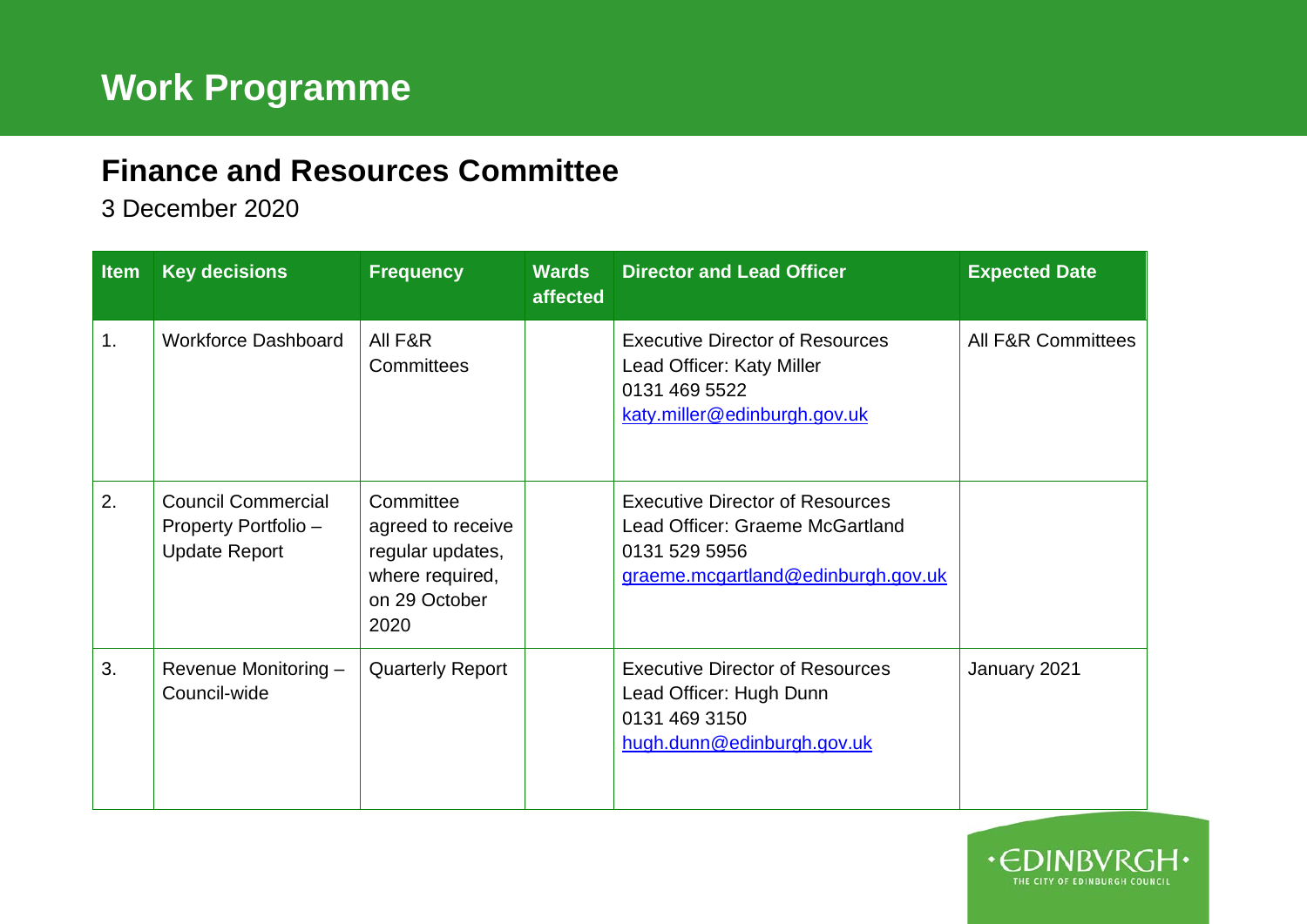# Work Programme

## Finance and Resources Committee

3 December 2020

| Item | Key decisions | Frequency | Wards affected | Director and Lead Officer | Expected Date |
|---|---|---|---|---|---|
| 1. | Workforce Dashboard | All F&R Committees | | Executive Director of Resources<br>Lead Officer: Katy Miller<br>0131 469 5522<br>katy.miller@edinburgh.gov.uk | All F&R Committees |
| 2. | Council Commercial Property Portfolio – Update Report | Committee agreed to receive regular updates, where required, on 29 October 2020 | | Executive Director of Resources<br>Lead Officer: Graeme McGartland<br>0131 529 5956<br>graeme.mcgartland@edinburgh.gov.uk | |
| 3. | Revenue Monitoring – Council-wide | Quarterly Report | | Executive Director of Resources<br>Lead Officer: Hugh Dunn<br>0131 469 3150<br>hugh.dunn@edinburgh.gov.uk | January 2021 |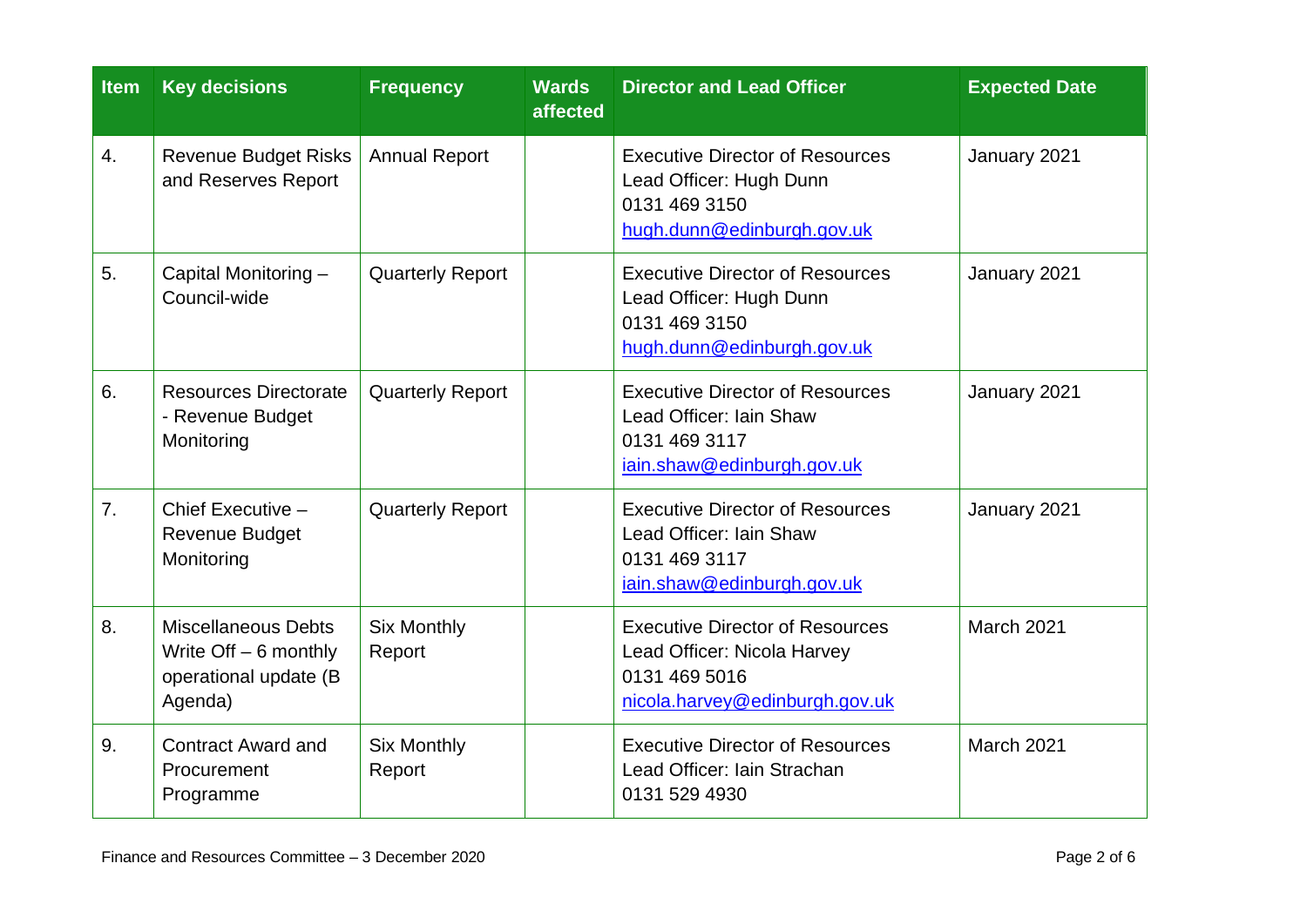| Item | Key decisions | Frequency | Wards affected | Director and Lead Officer | Expected Date |
|---|---|---|---|---|---|
| 4. | Revenue Budget Risks and Reserves Report | Annual Report | | Executive Director of Resources<br>Lead Officer: Hugh Dunn<br>0131 469 3150<br>hugh.dunn@edinburgh.gov.uk | January 2021 |
| 5. | Capital Monitoring – Council-wide | Quarterly Report | | Executive Director of Resources<br>Lead Officer: Hugh Dunn<br>0131 469 3150<br>hugh.dunn@edinburgh.gov.uk | January 2021 |
| 6. | Resources Directorate - Revenue Budget Monitoring | Quarterly Report | | Executive Director of Resources<br>Lead Officer: Iain Shaw<br>0131 469 3117<br>iain.shaw@edinburgh.gov.uk | January 2021 |
| 7. | Chief Executive – Revenue Budget Monitoring | Quarterly Report | | Executive Director of Resources<br>Lead Officer: Iain Shaw<br>0131 469 3117<br>iain.shaw@edinburgh.gov.uk | January 2021 |
| 8. | Miscellaneous Debts Write Off – 6 monthly operational update (B Agenda) | Six Monthly Report | | Executive Director of Resources<br>Lead Officer: Nicola Harvey<br>0131 469 5016<br>nicola.harvey@edinburgh.gov.uk | March 2021 |
| 9. | Contract Award and Procurement Programme | Six Monthly Report | | Executive Director of Resources<br>Lead Officer: Iain Strachan<br>0131 529 4930 | March 2021 |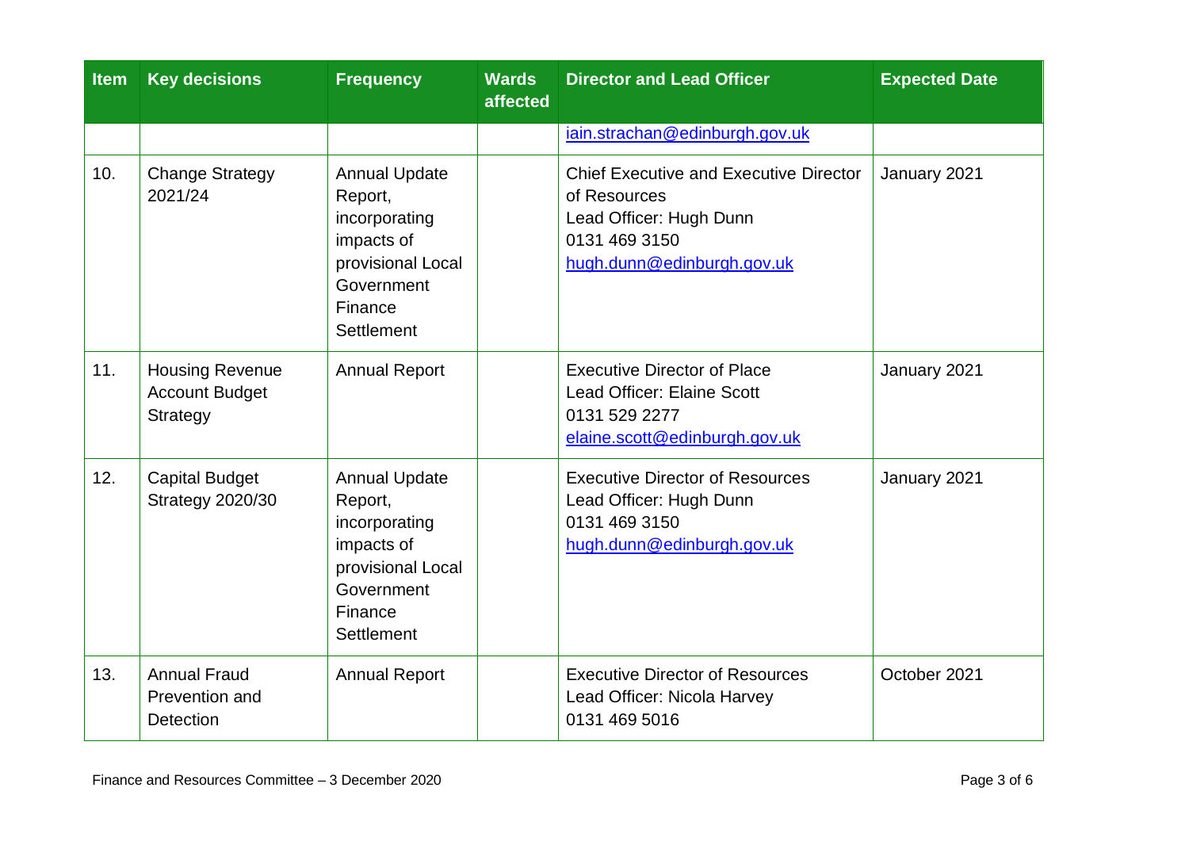| Item | Key decisions | Frequency | Wards affected | Director and Lead Officer | Expected Date |
|---|---|---|---|---|---|
| | | | | iain.strachan@edinburgh.gov.uk | |
| 10. | Change Strategy 2021/24 | Annual Update Report, incorporating impacts of provisional Local Government Finance Settlement | | Chief Executive and Executive Director of Resources<br>Lead Officer: Hugh Dunn<br>0131 469 3150<br>hugh.dunn@edinburgh.gov.uk | January 2021 |
| 11. | Housing Revenue Account Budget Strategy | Annual Report | | Executive Director of Place<br>Lead Officer: Elaine Scott<br>0131 529 2277<br>elaine.scott@edinburgh.gov.uk | January 2021 |
| 12. | Capital Budget Strategy 2020/30 | Annual Update Report, incorporating impacts of provisional Local Government Finance Settlement | | Executive Director of Resources<br>Lead Officer: Hugh Dunn<br>0131 469 3150<br>hugh.dunn@edinburgh.gov.uk | January 2021 |
| 13. | Annual Fraud Prevention and Detection | Annual Report | | Executive Director of Resources<br>Lead Officer: Nicola Harvey<br>0131 469 5016 | October 2021 |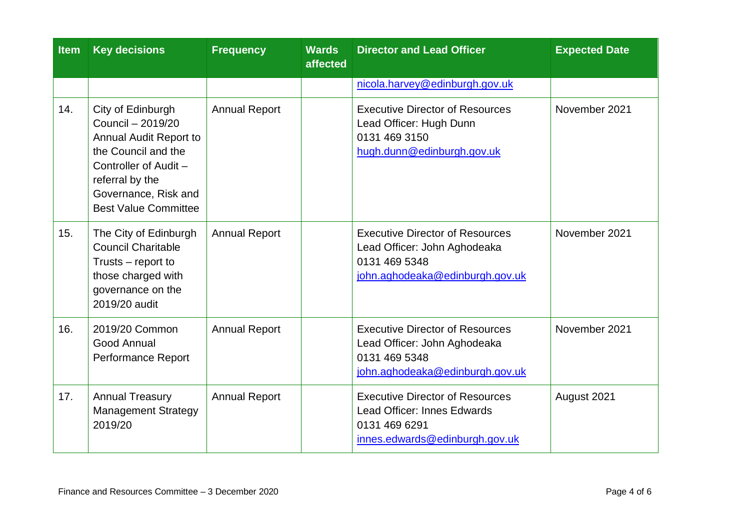| Item | Key decisions | Frequency | Wards affected | Director and Lead Officer | Expected Date |
|---|---|---|---|---|---|
| | | | | nicola.harvey@edinburgh.gov.uk | |
| 14. | City of Edinburgh Council – 2019/20 Annual Audit Report to the Council and the Controller of Audit – referral by the Governance, Risk and Best Value Committee | Annual Report | | Executive Director of Resources<br>Lead Officer: Hugh Dunn<br>0131 469 3150<br>hugh.dunn@edinburgh.gov.uk | November 2021 |
| 15. | The City of Edinburgh Council Charitable Trusts – report to those charged with governance on the 2019/20 audit | Annual Report | | Executive Director of Resources<br>Lead Officer: John Aghodeaka<br>0131 469 5348<br>john.aghodeaka@edinburgh.gov.uk | November 2021 |
| 16. | 2019/20 Common Good Annual Performance Report | Annual Report | | Executive Director of Resources<br>Lead Officer: John Aghodeaka<br>0131 469 5348<br>john.aghodeaka@edinburgh.gov.uk | November 2021 |
| 17. | Annual Treasury Management Strategy 2019/20 | Annual Report | | Executive Director of Resources<br>Lead Officer: Innes Edwards<br>0131 469 6291<br>innes.edwards@edinburgh.gov.uk | August 2021 |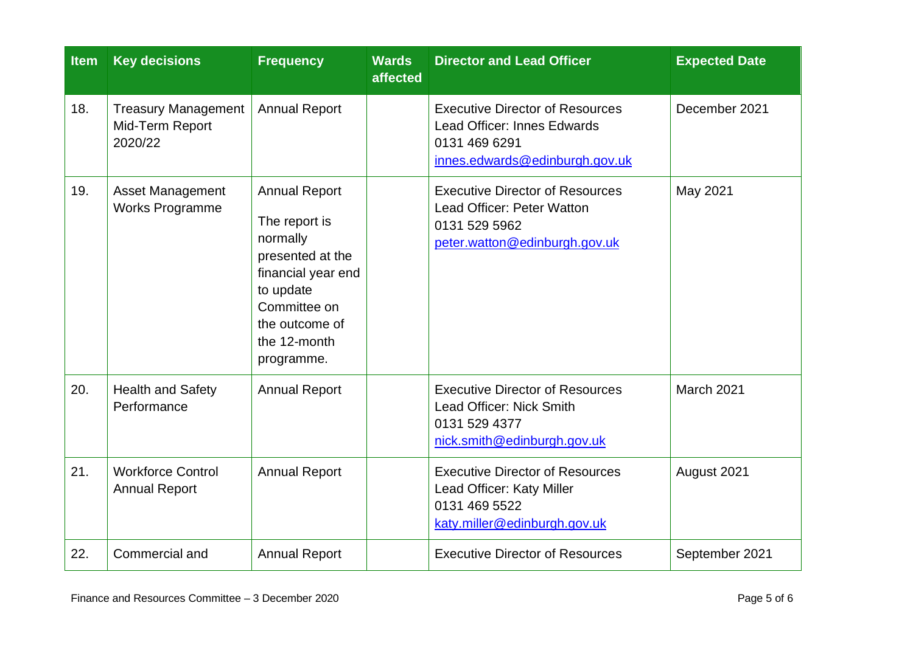| Item | Key decisions | Frequency | Wards affected | Director and Lead Officer | Expected Date |
|---|---|---|---|---|---|
| 18. | Treasury Management Mid-Term Report 2020/22 | Annual Report | | Executive Director of Resources<br>Lead Officer: Innes Edwards<br>0131 469 6291<br>innes.edwards@edinburgh.gov.uk | December 2021 |
| 19. | Asset Management Works Programme | Annual Report<br>The report is normally presented at the financial year end to update Committee on the outcome of the 12-month programme. | | Executive Director of Resources<br>Lead Officer: Peter Watton<br>0131 529 5962<br>peter.watton@edinburgh.gov.uk | May 2021 |
| 20. | Health and Safety Performance | Annual Report | | Executive Director of Resources<br>Lead Officer: Nick Smith<br>0131 529 4377<br>nick.smith@edinburgh.gov.uk | March 2021 |
| 21. | Workforce Control Annual Report | Annual Report | | Executive Director of Resources<br>Lead Officer: Katy Miller<br>0131 469 5522<br>katy.miller@edinburgh.gov.uk | August 2021 |
| 22. | Commercial and | Annual Report | | Executive Director of Resources | September 2021 |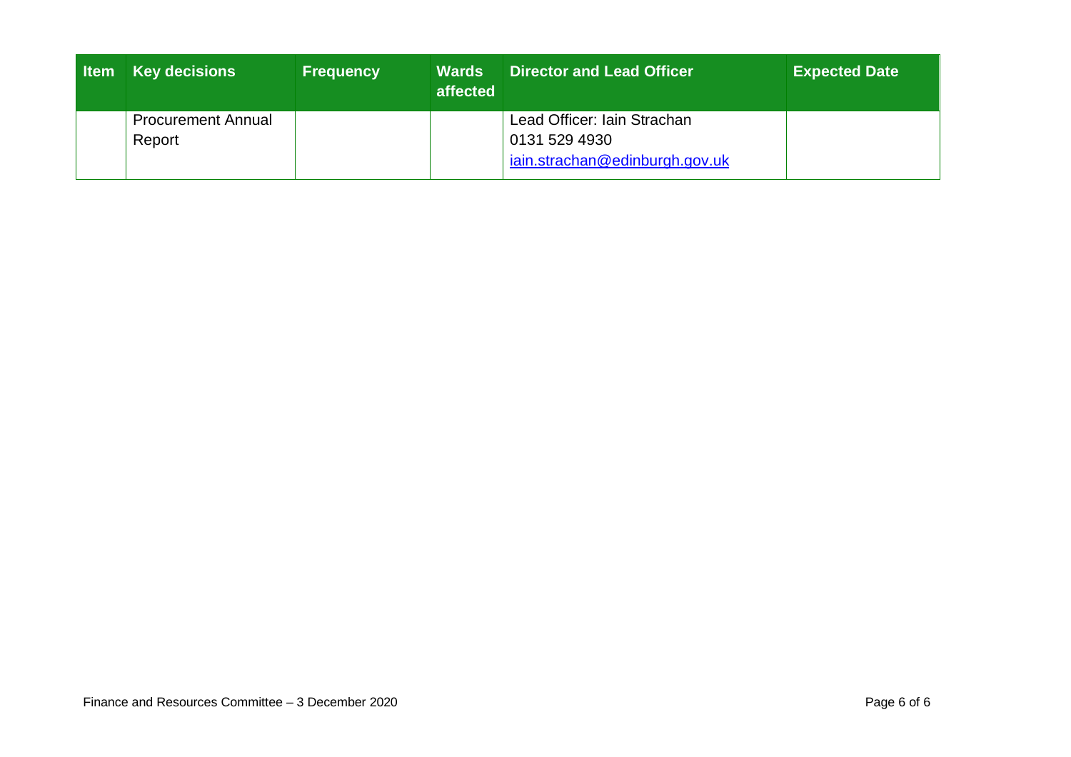| Item | Key decisions | Frequency | Wards affected | Director and Lead Officer | Expected Date |
|---|---|---|---|---|---|
| | Procurement Annual Report | | | Lead Officer: Iain Strachan<br>0131 529 4930<br>iain.strachan@edinburgh.gov.uk | |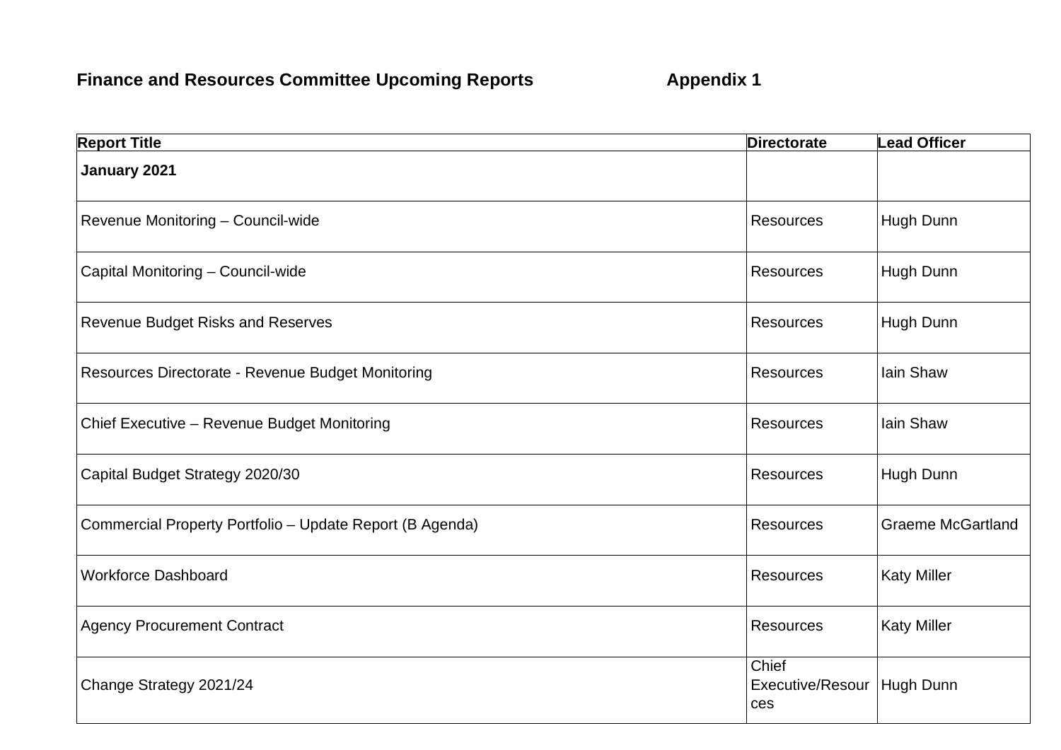**Finance and Resources Committee Upcoming Reports** **Appendix 1**

| Report Title | Directorate | Lead Officer |
|---|---|---|
| **January 2021** | | |
| Revenue Monitoring – Council-wide | Resources | Hugh Dunn |
| Capital Monitoring – Council-wide | Resources | Hugh Dunn |
| Revenue Budget Risks and Reserves | Resources | Hugh Dunn |
| Resources Directorate - Revenue Budget Monitoring | Resources | Iain Shaw |
| Chief Executive – Revenue Budget Monitoring | Resources | Iain Shaw |
| Capital Budget Strategy 2020/30 | Resources | Hugh Dunn |
| Commercial Property Portfolio – Update Report (B Agenda) | Resources | Graeme McGartland |
| Workforce Dashboard | Resources | Katy Miller |
| Agency Procurement Contract | Resources | Katy Miller |
| Change Strategy 2021/24 | Chief Executive/Resources | Hugh Dunn |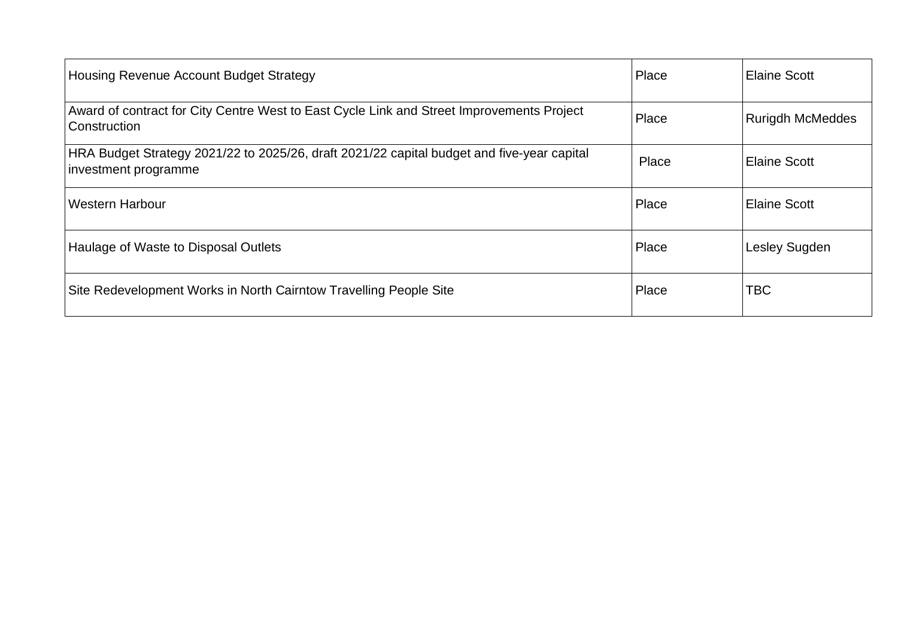| | | |
|---|---|---|
| Housing Revenue Account Budget Strategy | Place | Elaine Scott |
| Award of contract for City Centre West to East Cycle Link and Street Improvements Project Construction | Place | Rurigdh McMeddes |
| HRA Budget Strategy 2021/22 to 2025/26, draft 2021/22 capital budget and five-year capital investment programme | Place | Elaine Scott |
| Western Harbour | Place | Elaine Scott |
| Haulage of Waste to Disposal Outlets | Place | Lesley Sugden |
| Site Redevelopment Works in North Cairntow Travelling People Site | Place | TBC |